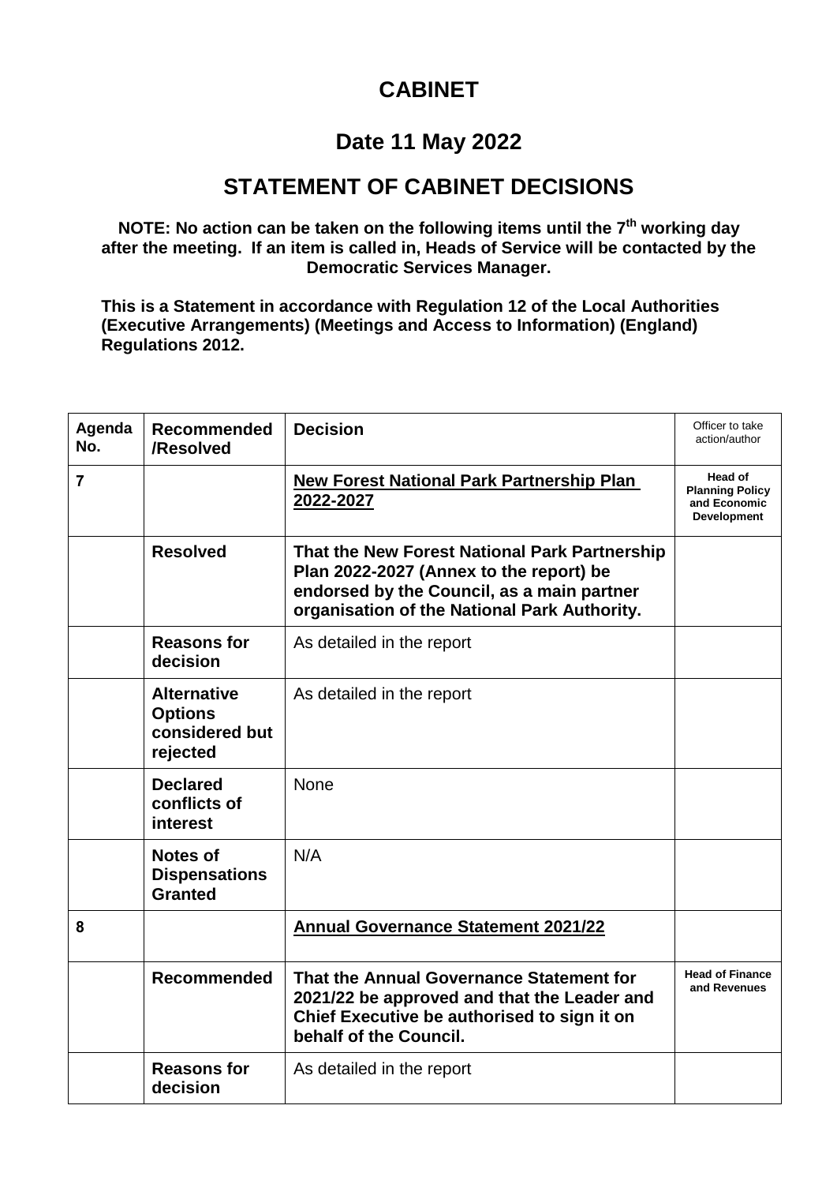# CABINET

## Date 11 May 2022

## STATEMENT OF CABINET DECISIONS

**NOTE: No action can be taken on the following items until the 7th working day after the meeting. If an item is called in, Heads of Service will be contacted by the Democratic Services Manager.**

**This is a Statement in accordance with Regulation 12 of the Local Authorities (Executive Arrangements) (Meetings and Access to Information) (England) Regulations 2012.**

| Agenda No. | Recommended /Resolved | Decision | Officer to take action/author |
|---|---|---|---|
| **7** | | **New Forest National Park Partnership Plan 2022-2027** | **Head of Planning Policy and Economic Development** |
| | **Resolved** | **That the New Forest National Park Partnership Plan 2022-2027 (Annex to the report) be endorsed by the Council, as a main partner organisation of the National Park Authority.** | |
| | **Reasons for decision** | As detailed in the report | |
| | **Alternative Options considered but rejected** | As detailed in the report | |
| | **Declared conflicts of interest** | None | |
| | **Notes of Dispensations Granted** | N/A | |
| **8** | | **Annual Governance Statement 2021/22** | |
| | **Recommended** | **That the Annual Governance Statement for 2021/22 be approved and that the Leader and Chief Executive be authorised to sign it on behalf of the Council.** | **Head of Finance and Revenues** |
| | **Reasons for decision** | As detailed in the report | |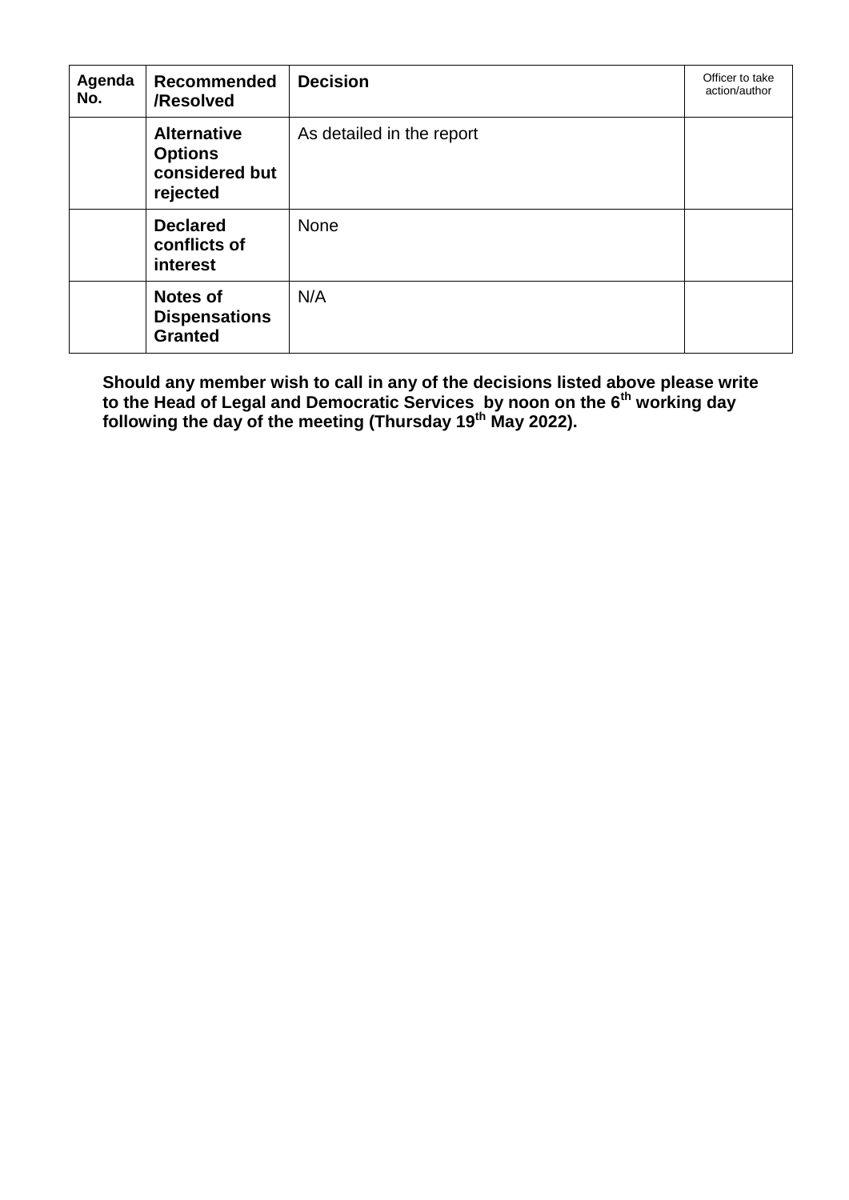| Agenda No. | Recommended /Resolved | Decision | Officer to take action/author |
|---|---|---|---|
| | **Alternative Options considered but rejected** | As detailed in the report | |
| | **Declared conflicts of interest** | None | |
| | **Notes of Dispensations Granted** | N/A | |

**Should any member wish to call in any of the decisions listed above please write to the Head of Legal and Democratic Services by noon on the 6th working day following the day of the meeting (Thursday 19th May 2022).**